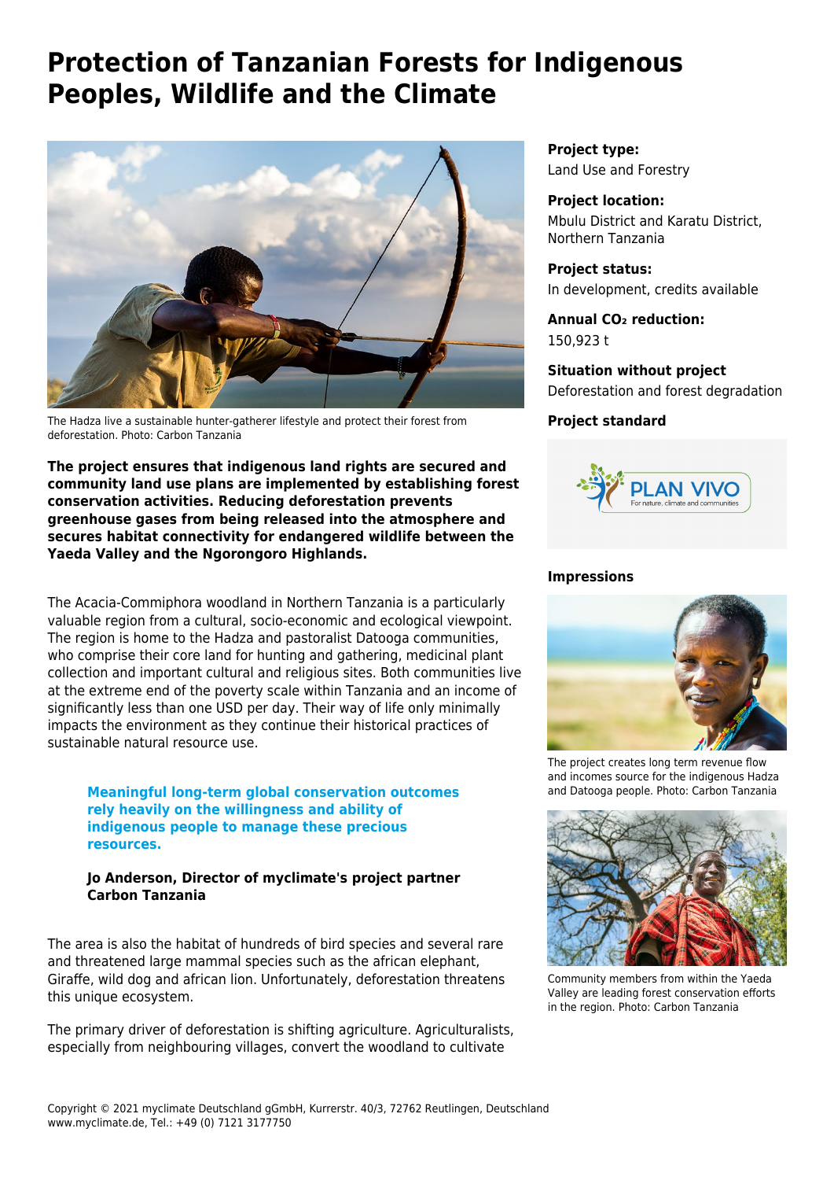# Protection of Tanzanian Forests for Indigenous Peoples, Wildlife and the Climate

The Hadza live a sustainable hunter-gatherer lifestyle and protect their forest from deforestation. Photo: Carbon Tanzania

**The project ensures that indigenous land rights are secured and community land use plans are implemented by establishing forest conservation activities. Reducing deforestation prevents greenhouse gases from being released into the atmosphere and secures habitat connectivity for endangered wildlife between the Yaeda Valley and the Ngorongoro Highlands.**

The Acacia-Commiphora woodland in Northern Tanzania is a particularly valuable region from a cultural, socio-economic and ecological viewpoint. The region is home to the Hadza and pastoralist Datooga communities, who comprise their core land for hunting and gathering, medicinal plant collection and important cultural and religious sites. Both communities live at the extreme end of the poverty scale within Tanzania and an income of significantly less than one USD per day. Their way of life only minimally impacts the environment as they continue their historical practices of sustainable natural resource use.

> **Meaningful long-term global conservation outcomes rely heavily on the willingness and ability of indigenous people to manage these precious resources.**
>
> **Jo Anderson, Director of myclimate's project partner Carbon Tanzania**

The area is also the habitat of hundreds of bird species and several rare and threatened large mammal species such as the african elephant, Giraffe, wild dog and african lion. Unfortunately, deforestation threatens this unique ecosystem.

The primary driver of deforestation is shifting agriculture. Agriculturalists, especially from neighbouring villages, convert the woodland to cultivate

**Project type:**
Land Use and Forestry

**Project location:**
Mbulu District and Karatu District, Northern Tanzania

**Project status:**
In development, credits available

**Annual $CO_2$ reduction:**
150,923 t

**Situation without project**
Deforestation and forest degradation

**Project standard**

PLAN VIVO
For nature, climate and communities

**Impressions**

The project creates long term revenue flow and incomes source for the indigenous Hadza and Datooga people. Photo: Carbon Tanzania

Community members from within the Yaeda Valley are leading forest conservation efforts in the region. Photo: Carbon Tanzania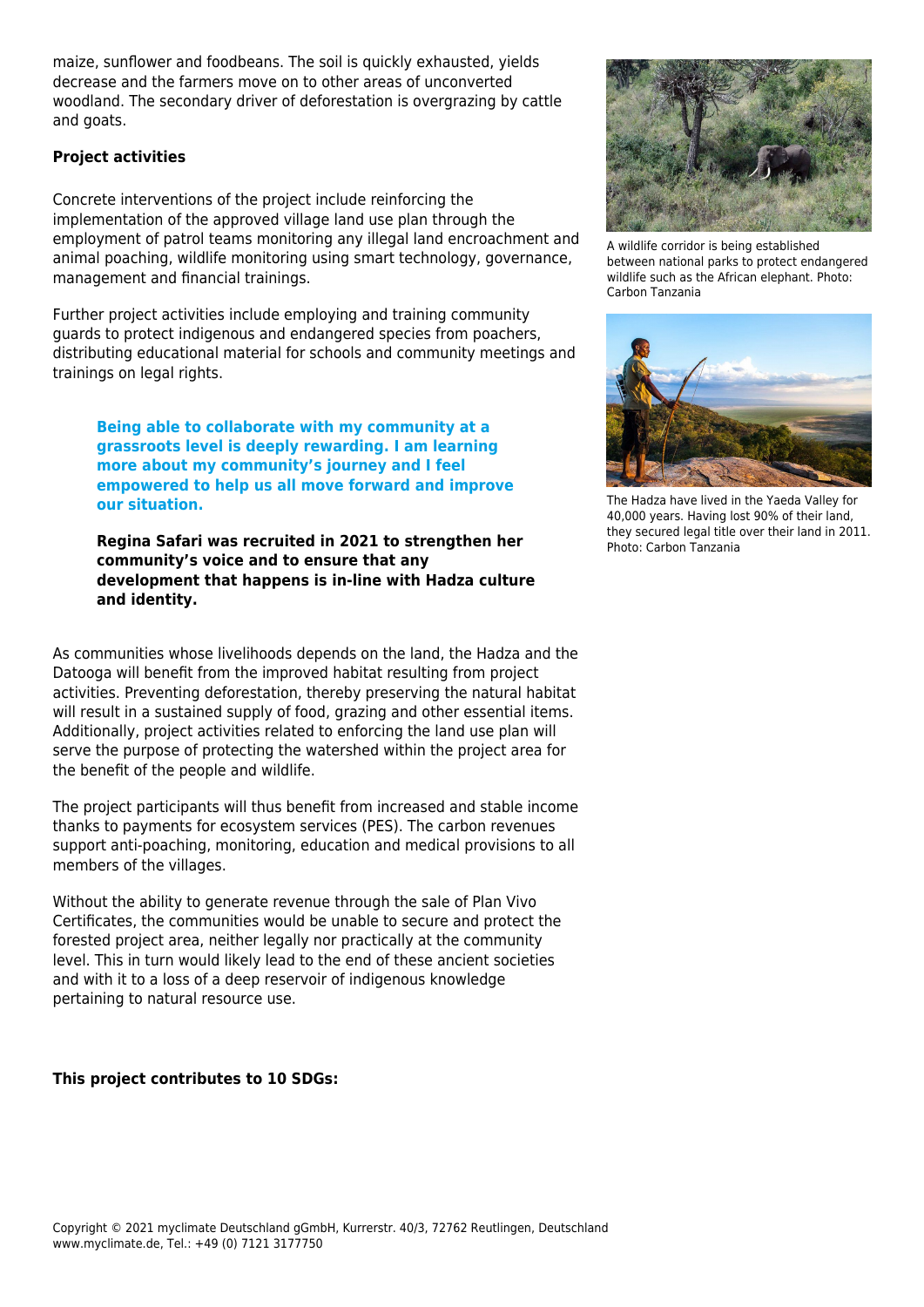maize, sunflower and foodbeans. The soil is quickly exhausted, yields decrease and the farmers move on to other areas of unconverted woodland. The secondary driver of deforestation is overgrazing by cattle and goats.

**Project activities**

Concrete interventions of the project include reinforcing the implementation of the approved village land use plan through the employment of patrol teams monitoring any illegal land encroachment and animal poaching, wildlife monitoring using smart technology, governance, management and financial trainings.

Further project activities include employing and training community guards to protect indigenous and endangered species from poachers, distributing educational material for schools and community meetings and trainings on legal rights.

> **Being able to collaborate with my community at a grassroots level is deeply rewarding. I am learning more about my community's journey and I feel empowered to help us all move forward and improve our situation.**
>
> **Regina Safari was recruited in 2021 to strengthen her community's voice and to ensure that any development that happens is in-line with Hadza culture and identity.**

As communities whose livelihoods depends on the land, the Hadza and the Datooga will benefit from the improved habitat resulting from project activities. Preventing deforestation, thereby preserving the natural habitat will result in a sustained supply of food, grazing and other essential items. Additionally, project activities related to enforcing the land use plan will serve the purpose of protecting the watershed within the project area for the benefit of the people and wildlife.

The project participants will thus benefit from increased and stable income thanks to payments for ecosystem services (PES). The carbon revenues support anti-poaching, monitoring, education and medical provisions to all members of the villages.

Without the ability to generate revenue through the sale of Plan Vivo Certificates, the communities would be unable to secure and protect the forested project area, neither legally nor practically at the community level. This in turn would likely lead to the end of these ancient societies and with it to a loss of a deep reservoir of indigenous knowledge pertaining to natural resource use.

**This project contributes to 10 SDGs:**

A wildlife corridor is being established between national parks to protect endangered wildlife such as the African elephant. Photo: Carbon Tanzania

The Hadza have lived in the Yaeda Valley for 40,000 years. Having lost 90% of their land, they secured legal title over their land in 2011. Photo: Carbon Tanzania

Copyright © 2021 myclimate Deutschland gGmbH, Kurrerstr. 40/3, 72762 Reutlingen, Deutschland
www.myclimate.de, Tel.: +49 (0) 7121 3177750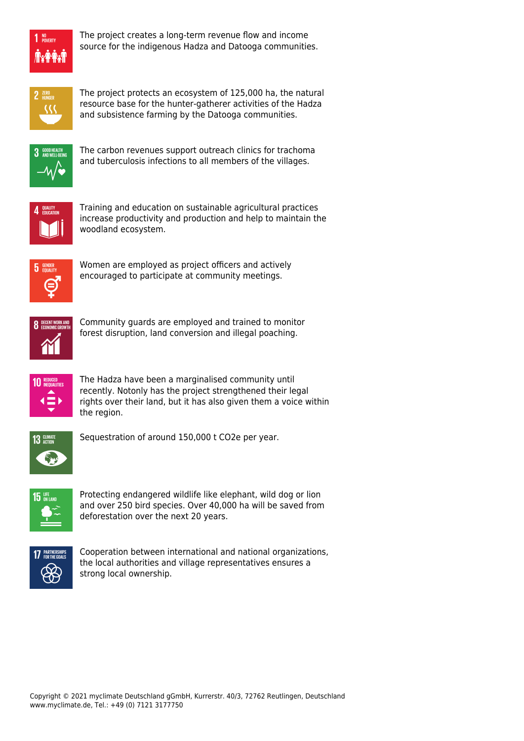The project creates a long-term revenue flow and income source for the indigenous Hadza and Datooga communities.

The project protects an ecosystem of 125,000 ha, the natural resource base for the hunter-gatherer activities of the Hadza and subsistence farming by the Datooga communities.

The carbon revenues support outreach clinics for trachoma and tuberculosis infections to all members of the villages.

Training and education on sustainable agricultural practices increase productivity and production and help to maintain the woodland ecosystem.

Women are employed as project officers and actively encouraged to participate at community meetings.

Community guards are employed and trained to monitor forest disruption, land conversion and illegal poaching.

The Hadza have been a marginalised community until recently. Notonly has the project strengthened their legal rights over their land, but it has also given them a voice within the region.

Sequestration of around 150,000 t CO2e per year.

Protecting endangered wildlife like elephant, wild dog or lion and over 250 bird species. Over 40,000 ha will be saved from deforestation over the next 20 years.

Cooperation between international and national organizations, the local authorities and village representatives ensures a strong local ownership.

Copyright © 2021 myclimate Deutschland gGmbH, Kurrerstr. 40/3, 72762 Reutlingen, Deutschland
www.myclimate.de, Tel.: +49 (0) 7121 3177750